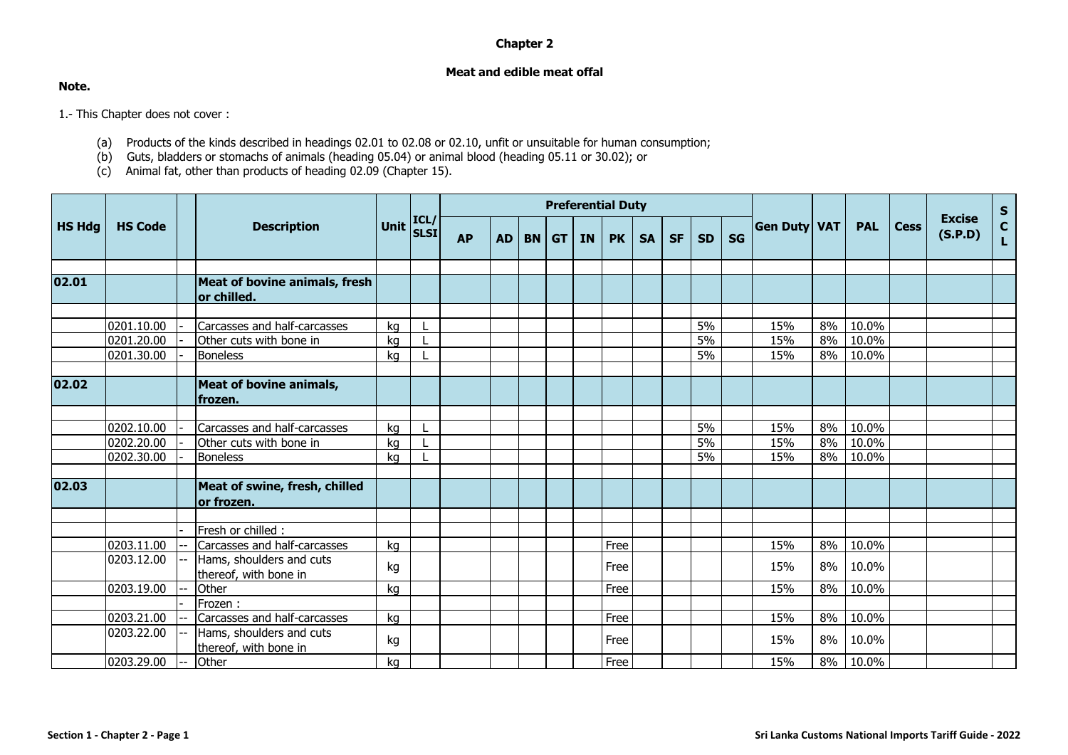# Chapter 2

## Meat and edible meat offal

**Note.**

1.- This Chapter does not cover :

(a) Products of the kinds described in headings 02.01 to 02.08 or 02.10, unfit or unsuitable for human consumption;
(b) Guts, bladders or stomachs of animals (heading 05.04) or animal blood (heading 05.11 or 30.02); or
(c) Animal fat, other than products of heading 02.09 (Chapter 15).

| HS Hdg | HS Code | | Description | Unit | ICL/ SLSI | Preferential Duty | | | | | | | | | | Gen Duty | VAT | PAL | Cess | Excise (S.P.D) | SCL |
|---|---|---|---|---|---|---|---|---|---|---|---|---|---|---|---|---|---|---|---|---|---|
| | | | | | | AP | AD | BN | GT | IN | PK | SA | SF | SD | SG | | | | | | |
| **02.01** | | | **Meat of bovine animals, fresh or chilled.** | | | | | | | | | | | | | | | | | | |
| | 0201.10.00 | - | Carcasses and half-carcasses | kg | L | | | | | | | | | 5% | | 15% | 8% | 10.0% | | | |
| | 0201.20.00 | - | Other cuts with bone in | kg | L | | | | | | | | | 5% | | 15% | 8% | 10.0% | | | |
| | 0201.30.00 | - | Boneless | kg | L | | | | | | | | | 5% | | 15% | 8% | 10.0% | | | |
| **02.02** | | | **Meat of bovine animals, frozen.** | | | | | | | | | | | | | | | | | | |
| | 0202.10.00 | - | Carcasses and half-carcasses | kg | L | | | | | | | | | 5% | | 15% | 8% | 10.0% | | | |
| | 0202.20.00 | - | Other cuts with bone in | kg | L | | | | | | | | | 5% | | 15% | 8% | 10.0% | | | |
| | 0202.30.00 | - | Boneless | kg | L | | | | | | | | | 5% | | 15% | 8% | 10.0% | | | |
| **02.03** | | | **Meat of swine, fresh, chilled or frozen.** | | | | | | | | | | | | | | | | | | |
| | | - | Fresh or chilled : | | | | | | | | | | | | | | | | | | |
| | 0203.11.00 | -- | Carcasses and half-carcasses | kg | | | | | | | Free | | | | | 15% | 8% | 10.0% | | | |
| | 0203.12.00 | -- | Hams, shoulders and cuts thereof, with bone in | kg | | | | | | | Free | | | | | 15% | 8% | 10.0% | | | |
| | 0203.19.00 | -- | Other | kg | | | | | | | Free | | | | | 15% | 8% | 10.0% | | | |
| | | - | Frozen : | | | | | | | | | | | | | | | | | | |
| | 0203.21.00 | -- | Carcasses and half-carcasses | kg | | | | | | | Free | | | | | 15% | 8% | 10.0% | | | |
| | 0203.22.00 | -- | Hams, shoulders and cuts thereof, with bone in | kg | | | | | | | Free | | | | | 15% | 8% | 10.0% | | | |
| | 0203.29.00 | -- | Other | kg | | | | | | | Free | | | | | 15% | 8% | 10.0% | | | |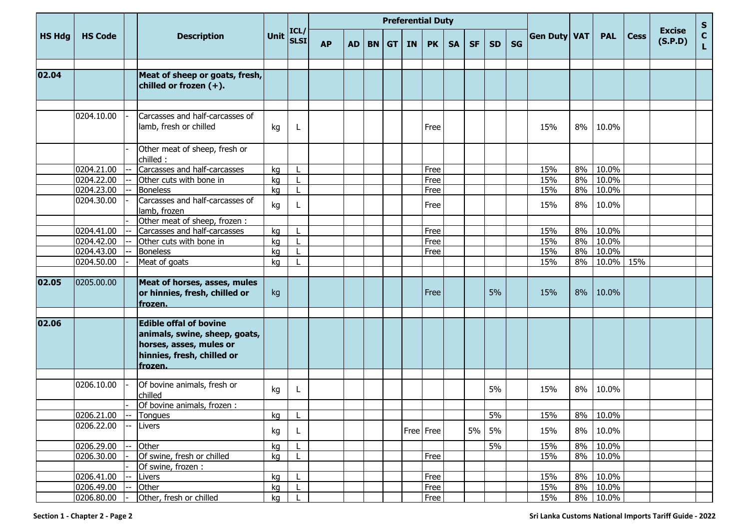| HS Hdg | HS Code | | Description | Unit | ICL/ SLSI | Preferential Duty | | | | | | | | | | Gen Duty | VAT | PAL | Cess | Excise (S.P.D) | S C L |
|---|---|---|---|---|---|---|---|---|---|---|---|---|---|---|---|---|---|---|---|---|---|
| | | | | | | AP | AD | BN | GT | IN | PK | SA | SF | SD | SG | | | | | | |
| | | | | | | | | | | | | | | | | | | | | | |
| 02.04 | | | **Meat of sheep or goats, fresh, chilled or frozen (+).** | | | | | | | | | | | | | | | | | | |
| | | | | | | | | | | | | | | | | | | | | | |
| | 0204.10.00 | - | Carcasses and half-carcasses of lamb, fresh or chilled | kg | L | | | | | | Free | | | | | 15% | 8% | 10.0% | | | |
| | | - | Other meat of sheep, fresh or chilled : | | | | | | | | | | | | | | | | | | |
| | 0204.21.00 | -- | Carcasses and half-carcasses | kg | L | | | | | | Free | | | | | 15% | 8% | 10.0% | | | |
| | 0204.22.00 | -- | Other cuts with bone in | kg | L | | | | | | Free | | | | | 15% | 8% | 10.0% | | | |
| | 0204.23.00 | -- | Boneless | kg | L | | | | | | Free | | | | | 15% | 8% | 10.0% | | | |
| | 0204.30.00 | - | Carcasses and half-carcasses of lamb, frozen | kg | L | | | | | | Free | | | | | 15% | 8% | 10.0% | | | |
| | | - | Other meat of sheep, frozen : | | | | | | | | | | | | | | | | | | |
| | 0204.41.00 | -- | Carcasses and half-carcasses | kg | L | | | | | | Free | | | | | 15% | 8% | 10.0% | | | |
| | 0204.42.00 | -- | Other cuts with bone in | kg | L | | | | | | Free | | | | | 15% | 8% | 10.0% | | | |
| | 0204.43.00 | -- | Boneless | kg | L | | | | | | Free | | | | | 15% | 8% | 10.0% | | | |
| | 0204.50.00 | - | Meat of goats | kg | L | | | | | | | | | | | 15% | 8% | 10.0% | 15% | | |
| | | | | | | | | | | | | | | | | | | | | | |
| 02.05 | 0205.00.00 | | **Meat of horses, asses, mules or hinnies, fresh, chilled or frozen.** | kg | | | | | | | Free | | | 5% | | 15% | 8% | 10.0% | | | |
| | | | | | | | | | | | | | | | | | | | | | |
| 02.06 | | | **Edible offal of bovine animals, swine, sheep, goats, horses, asses, mules or hinnies, fresh, chilled or frozen.** | | | | | | | | | | | | | | | | | | |
| | | | | | | | | | | | | | | | | | | | | | |
| | 0206.10.00 | - | Of bovine animals, fresh or chilled | kg | L | | | | | | | | | 5% | | 15% | 8% | 10.0% | | | |
| | | - | Of bovine animals, frozen : | | | | | | | | | | | | | | | | | | |
| | 0206.21.00 | -- | Tongues | kg | L | | | | | | | | | 5% | | 15% | 8% | 10.0% | | | |
| | 0206.22.00 | -- | Livers | kg | L | | | | | Free | Free | | 5% | 5% | | 15% | 8% | 10.0% | | | |
| | 0206.29.00 | -- | Other | kg | L | | | | | | | | | 5% | | 15% | 8% | 10.0% | | | |
| | 0206.30.00 | - | Of swine, fresh or chilled | kg | L | | | | | | Free | | | | | 15% | 8% | 10.0% | | | |
| | | - | Of swine, frozen : | | | | | | | | | | | | | | | | | | |
| | 0206.41.00 | -- | Livers | kg | L | | | | | | Free | | | | | 15% | 8% | 10.0% | | | |
| | 0206.49.00 | -- | Other | kg | L | | | | | | Free | | | | | 15% | 8% | 10.0% | | | |
| | 0206.80.00 | - | Other, fresh or chilled | kg | L | | | | | | Free | | | | | 15% | 8% | 10.0% | | | |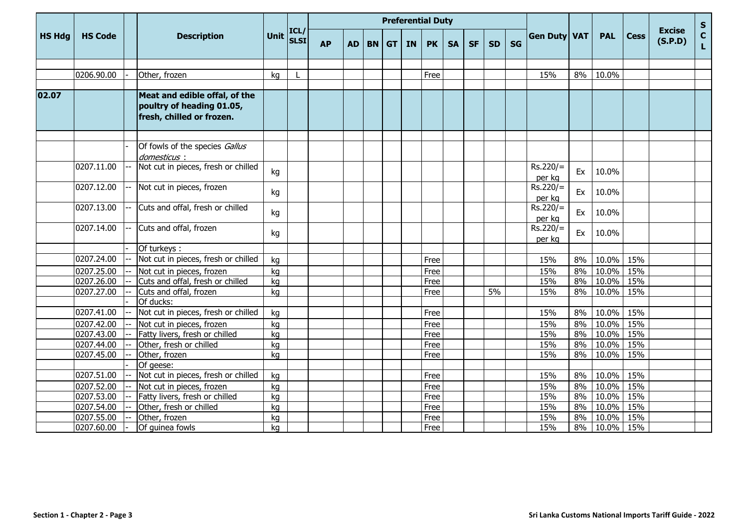| HS Hdg | HS Code | | Description | Unit | ICL/ SLSI | Preferential Duty | | | | | | | | | | Gen Duty | VAT | PAL | Cess | Excise (S.P.D) | S C L |
|---|---|---|---|---|---|---|---|---|---|---|---|---|---|---|---|---|---|---|---|---|---|
| | | | | | | AP | AD | BN | GT | IN | PK | SA | SF | SD | SG | | | | | | |
| | 0206.90.00 | - | Other, frozen | kg | L | | | | | | Free | | | | | 15% | 8% | 10.0% | | | |
| **02.07** | | | **Meat and edible offal, of the poultry of heading 01.05, fresh, chilled or frozen.** | | | | | | | | | | | | | | | | | | |
| | | - | Of fowls of the species *Gallus domesticus* : | | | | | | | | | | | | | | | | | | |
| | 0207.11.00 | -- | Not cut in pieces, fresh or chilled | kg | | | | | | | | | | | | Rs.220/= per kg | Ex | 10.0% | | | |
| | 0207.12.00 | -- | Not cut in pieces, frozen | kg | | | | | | | | | | | | Rs.220/= per kg | Ex | 10.0% | | | |
| | 0207.13.00 | -- | Cuts and offal, fresh or chilled | kg | | | | | | | | | | | | Rs.220/= per kg | Ex | 10.0% | | | |
| | 0207.14.00 | -- | Cuts and offal, frozen | kg | | | | | | | | | | | | Rs.220/= per kg | Ex | 10.0% | | | |
| | | - | Of turkeys : | | | | | | | | | | | | | | | | | | |
| | 0207.24.00 | -- | Not cut in pieces, fresh or chilled | kg | | | | | | | Free | | | | | 15% | 8% | 10.0% | 15% | | |
| | 0207.25.00 | -- | Not cut in pieces, frozen | kg | | | | | | | Free | | | | | 15% | 8% | 10.0% | 15% | | |
| | 0207.26.00 | -- | Cuts and offal, fresh or chilled | kg | | | | | | | Free | | | | | 15% | 8% | 10.0% | 15% | | |
| | 0207.27.00 | -- | Cuts and offal, frozen | kg | | | | | | | Free | | | 5% | | 15% | 8% | 10.0% | 15% | | |
| | | - | Of ducks: | | | | | | | | | | | | | | | | | | |
| | 0207.41.00 | -- | Not cut in pieces, fresh or chilled | kg | | | | | | | Free | | | | | 15% | 8% | 10.0% | 15% | | |
| | 0207.42.00 | -- | Not cut in pieces, frozen | kg | | | | | | | Free | | | | | 15% | 8% | 10.0% | 15% | | |
| | 0207.43.00 | -- | Fatty livers, fresh or chilled | kg | | | | | | | Free | | | | | 15% | 8% | 10.0% | 15% | | |
| | 0207.44.00 | -- | Other, fresh or chilled | kg | | | | | | | Free | | | | | 15% | 8% | 10.0% | 15% | | |
| | 0207.45.00 | -- | Other, frozen | kg | | | | | | | Free | | | | | 15% | 8% | 10.0% | 15% | | |
| | | - | Of geese: | | | | | | | | | | | | | | | | | | |
| | 0207.51.00 | -- | Not cut in pieces, fresh or chilled | kg | | | | | | | Free | | | | | 15% | 8% | 10.0% | 15% | | |
| | 0207.52.00 | -- | Not cut in pieces, frozen | kg | | | | | | | Free | | | | | 15% | 8% | 10.0% | 15% | | |
| | 0207.53.00 | -- | Fatty livers, fresh or chilled | kg | | | | | | | Free | | | | | 15% | 8% | 10.0% | 15% | | |
| | 0207.54.00 | -- | Other, fresh or chilled | kg | | | | | | | Free | | | | | 15% | 8% | 10.0% | 15% | | |
| | 0207.55.00 | -- | Other, frozen | kg | | | | | | | Free | | | | | 15% | 8% | 10.0% | 15% | | |
| | 0207.60.00 | - | Of guinea fowls | kg | | | | | | | Free | | | | | 15% | 8% | 10.0% | 15% | | |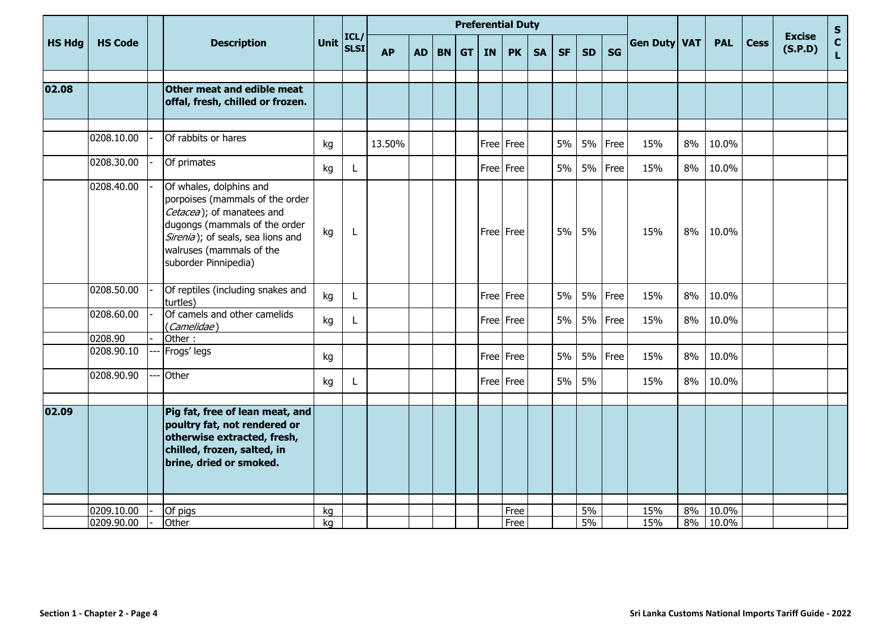| HS Hdg | HS Code | | Description | Unit | ICL/ SLSI | Preferential Duty | | | | | | | | | | Gen Duty | VAT | PAL | Cess | Excise (S.P.D) | SCL |
|---|---|---|---|---|---|---|---|---|---|---|---|---|---|---|---|---|---|---|---|---|---|
| | | | | | | AP | AD | BN | GT | IN | PK | SA | SF | SD | SG | | | | | | |
| **02.08** | | | **Other meat and edible meat offal, fresh, chilled or frozen.** | | | | | | | | | | | | | | | | | | |
| | 0208.10.00 | - | Of rabbits or hares | kg | | 13.50% | | | | Free | Free | | 5% | 5% | Free | 15% | 8% | 10.0% | | | |
| | 0208.30.00 | - | Of primates | kg | L | | | | | Free | Free | | 5% | 5% | Free | 15% | 8% | 10.0% | | | |
| | 0208.40.00 | - | Of whales, dolphins and porpoises (mammals of the order *Cetacea*); of manatees and dugongs (mammals of the order *Sirenia*); of seals, sea lions and walruses (mammals of the suborder Pinnipedia) | kg | L | | | | | Free | Free | | 5% | 5% | | 15% | 8% | 10.0% | | | |
| | 0208.50.00 | - | Of reptiles (including snakes and turtles) | kg | L | | | | | Free | Free | | 5% | 5% | Free | 15% | 8% | 10.0% | | | |
| | 0208.60.00 | - | Of camels and other camelids (*Camelidae*) | kg | L | | | | | Free | Free | | 5% | 5% | Free | 15% | 8% | 10.0% | | | |
| | 0208.90 | - | Other : | | | | | | | | | | | | | | | | | | |
| | 0208.90.10 | --- | Frogs' legs | kg | | | | | | Free | Free | | 5% | 5% | Free | 15% | 8% | 10.0% | | | |
| | 0208.90.90 | --- | Other | kg | L | | | | | Free | Free | | 5% | 5% | | 15% | 8% | 10.0% | | | |
| **02.09** | | | **Pig fat, free of lean meat, and poultry fat, not rendered or otherwise extracted, fresh, chilled, frozen, salted, in brine, dried or smoked.** | | | | | | | | | | | | | | | | | | |
| | 0209.10.00 | - | Of pigs | kg | | | | | | | Free | | | 5% | | 15% | 8% | 10.0% | | | |
| | 0209.90.00 | - | Other | kg | | | | | | | Free | | | 5% | | 15% | 8% | 10.0% | | | |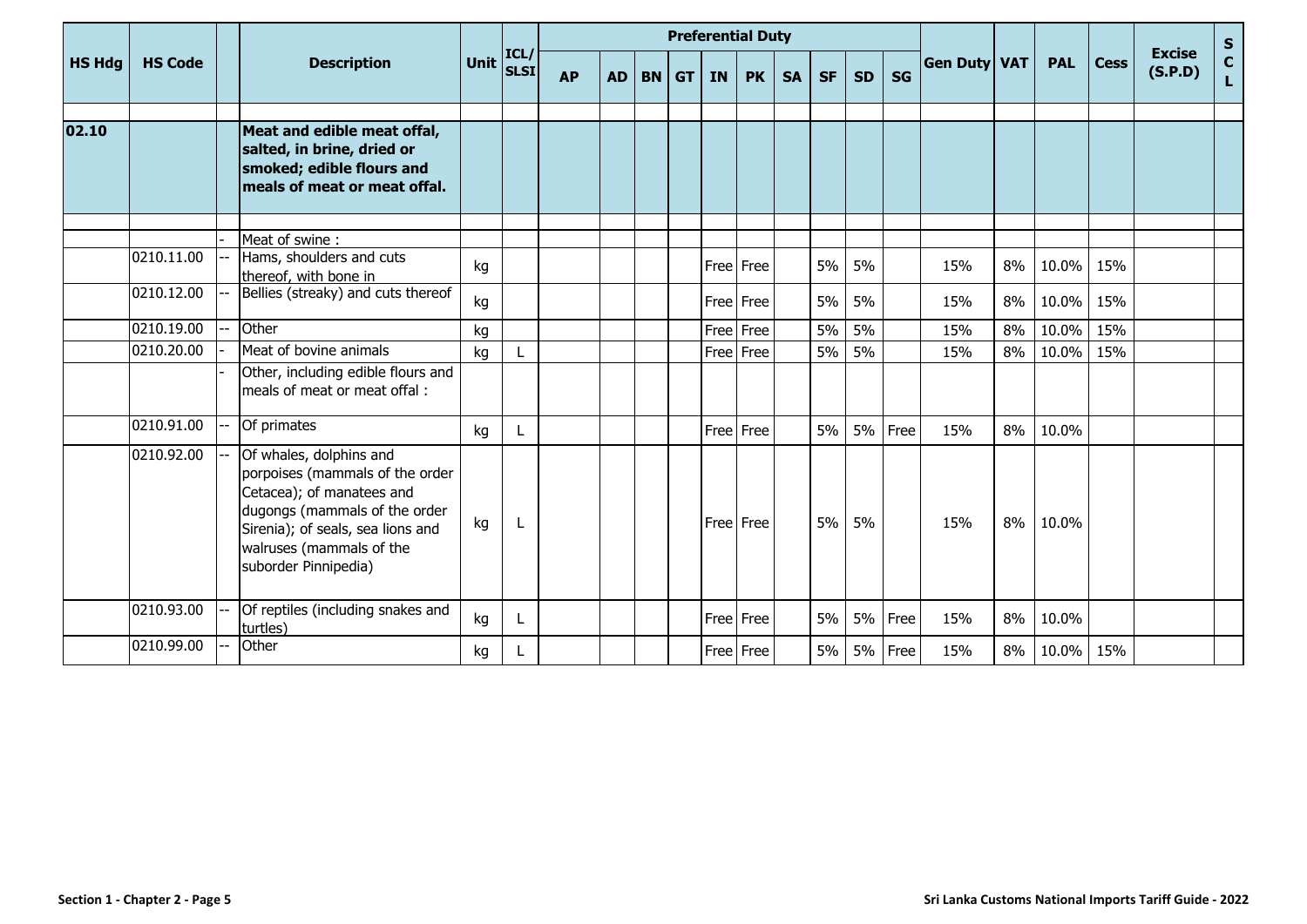| HS Hdg | HS Code | | Description | Unit | ICL/ SLSI | Preferential Duty | | | | | | | | | | Gen Duty | VAT | PAL | Cess | Excise (S.P.D) | SCL |
|---|---|---|---|---|---|---|---|---|---|---|---|---|---|---|---|---|---|---|---|---|---|
| | | | | | | AP | AD | BN | GT | IN | PK | SA | SF | SD | SG | | | | | | |
| 02.10 | | | **Meat and edible meat offal, salted, in brine, dried or smoked; edible flours and meals of meat or meat offal.** | | | | | | | | | | | | | | | | | | |
| | | - | Meat of swine : | | | | | | | | | | | | | | | | | | |
| | 0210.11.00 | -- | Hams, shoulders and cuts thereof, with bone in | kg | | | | | | Free | Free | | 5% | 5% | | 15% | 8% | 10.0% | 15% | | |
| | 0210.12.00 | -- | Bellies (streaky) and cuts thereof | kg | | | | | | Free | Free | | 5% | 5% | | 15% | 8% | 10.0% | 15% | | |
| | 0210.19.00 | -- | Other | kg | | | | | | Free | Free | | 5% | 5% | | 15% | 8% | 10.0% | 15% | | |
| | 0210.20.00 | - | Meat of bovine animals | kg | L | | | | | Free | Free | | 5% | 5% | | 15% | 8% | 10.0% | 15% | | |
| | | - | Other, including edible flours and meals of meat or meat offal : | | | | | | | | | | | | | | | | | | |
| | 0210.91.00 | -- | Of primates | kg | L | | | | | Free | Free | | 5% | 5% | Free | 15% | 8% | 10.0% | | | |
| | 0210.92.00 | -- | Of whales, dolphins and porpoises (mammals of the order Cetacea); of manatees and dugongs (mammals of the order Sirenia); of seals, sea lions and walruses (mammals of the suborder Pinnipedia) | kg | L | | | | | Free | Free | | 5% | 5% | | 15% | 8% | 10.0% | | | |
| | 0210.93.00 | -- | Of reptiles (including snakes and turtles) | kg | L | | | | | Free | Free | | 5% | 5% | Free | 15% | 8% | 10.0% | | | |
| | 0210.99.00 | -- | Other | kg | L | | | | | Free | Free | | 5% | 5% | Free | 15% | 8% | 10.0% | 15% | | |